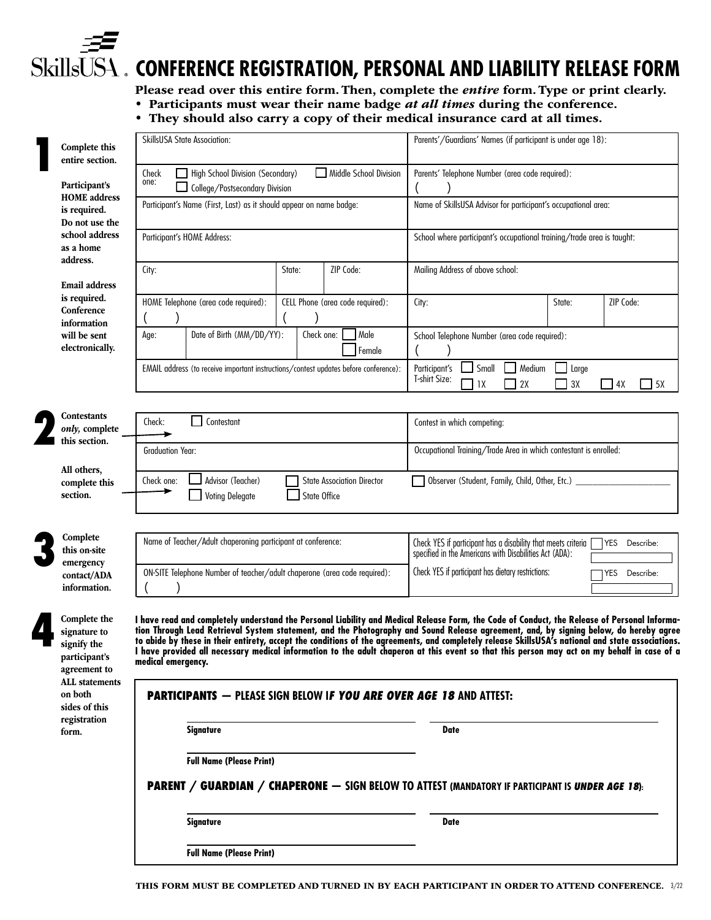# SkillsUSA® CONFERENCE REGISTRATION, PERSONAL AND LIABILITY RELEASE FORM

**Please read over this entire form. Then, complete the *entire* form. Type or print clearly.**

- **Participants must wear their name badge *at all times* during the conference.**
- **They should also carry a copy of their medical insurance card at all times.**

## 1

**Complete this entire section.**

**Participant's HOME address is required. Do not use the school address as a home address.**

**Email address is required. Conference information will be sent electronically.**

| | | | |
|---|---|---|---|
| SkillsUSA State Association: | | Parents'/Guardians' Names (if participant is under age 18): | |
| Check one: ☐ High School Division (Secondary) ☐ Middle School Division ☐ College/Postsecondary Division | | Parents' Telephone Number (area code required): ( ) | |
| Participant's Name (First, Last) as it should appear on name badge: | | Name of SkillsUSA Advisor for participant's occupational area: | |
| Participant's HOME Address: | | School where participant's occupational training/trade area is taught: | |
| City: | State: ZIP Code: | Mailing Address of above school: | |
| HOME Telephone (area code required): ( ) | CELL Phone (area code required): ( ) | City: State: ZIP Code: | |
| Age: Date of Birth (MM/DD/YY): | Check one: ☐ Male ☐ Female | School Telephone Number (area code required): ( ) | |
| EMAIL address (to receive important instructions/contest updates before conference): | | Participant's T-shirt Size: ☐ Small ☐ Medium ☐ Large ☐ 1X ☐ 2X ☐ 3X ☐ 4X ☐ 5X | |

## 2

**Contestants *only*, complete this section.**

| | |
|---|---|
| Check: ☐ Contestant | Contest in which competing: |
| Graduation Year: | Occupational Training/Trade Area in which contestant is enrolled: |

**All others, complete this section.**

Check one: ☐ Advisor (Teacher) ☐ State Association Director ☐ Observer (Student, Family, Child, Other, Etc.) ____________ ☐ Voting Delegate ☐ State Office

## 3

**Complete this on-site emergency contact/ADA information.**

| | |
|---|---|
| Name of Teacher/Adult chaperoning participant at conference: | Check YES if participant has a disability that meets criteria specified in the Americans with Disabilities Act (ADA): ☐ YES Describe: |
| ON-SITE Telephone Number of teacher/adult chaperone (area code required): ( ) | Check YES if participant has dietary restrictions: ☐ YES Describe: |

## 4

**Complete the signature to signify the participant's agreement to ALL statements on both sides of this registration form.**

**I have read and completely understand the Personal Liability and Medical Release Form, the Code of Conduct, the Release of Personal Information Through Lead Retrieval System statement, and the Photography and Sound Release agreement, and, by signing below, do hereby agree to abide by these in their entirety, accept the conditions of the agreements, and completely release SkillsUSA's national and state associations. I have provided all necessary medical information to the adult chaperon at this event so that this person may act on my behalf in case of a medical emergency.**

**PARTICIPANTS — PLEASE SIGN BELOW I*F YOU ARE OVER AGE 18* AND ATTEST:**

**Signature** ____________________ **Date** ____________________

**Full Name (Please Print)** ____________________

**PARENT / GUARDIAN / CHAPERONE — SIGN BELOW TO ATTEST (MANDATORY IF PARTICIPANT IS *UNDER AGE 18*):**

**Signature** ____________________ **Date** ____________________

**Full Name (Please Print)** ____________________

**THIS FORM MUST BE COMPLETED AND TURNED IN BY EACH PARTICIPANT IN ORDER TO ATTEND CONFERENCE.** 3/22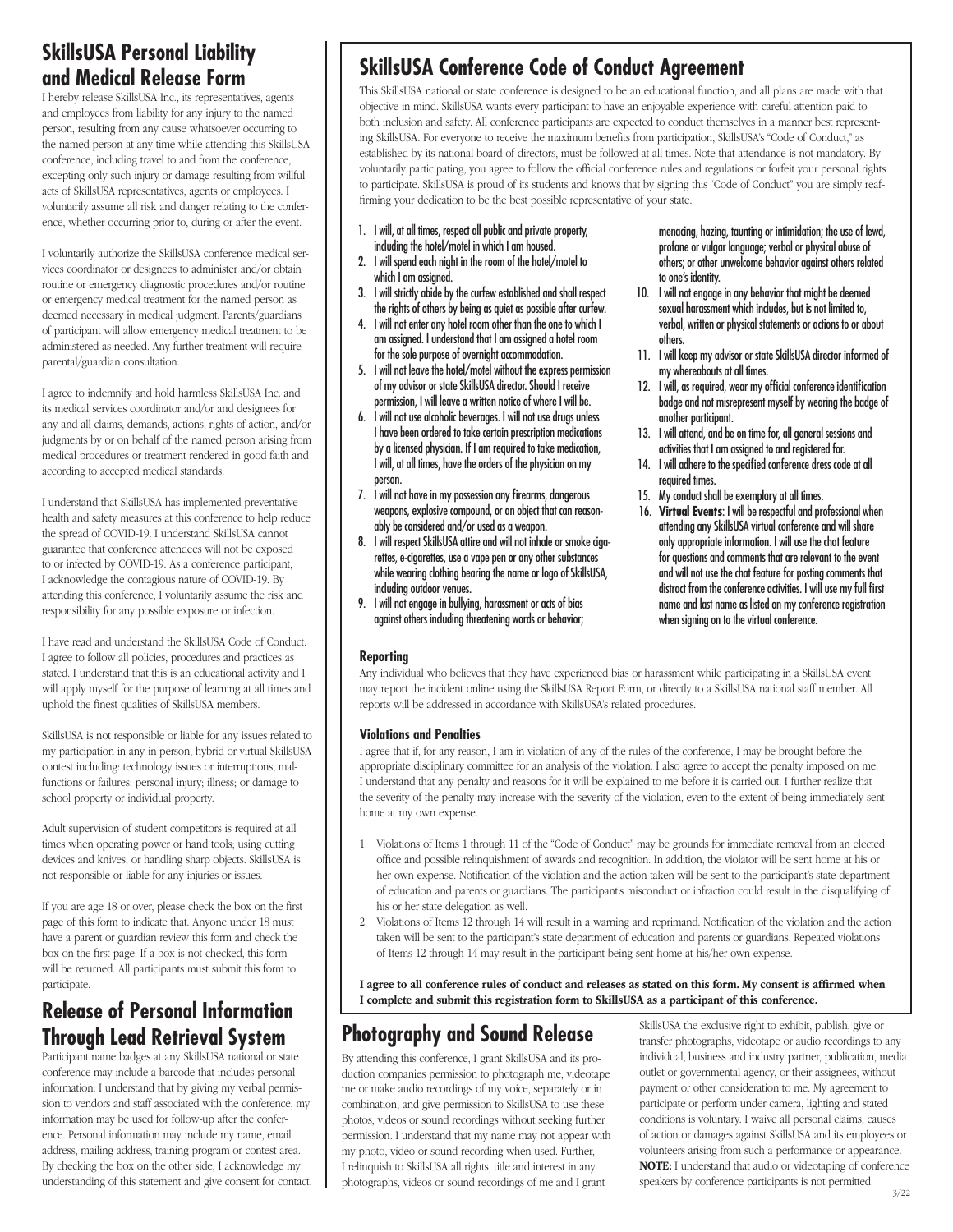## SkillsUSA Personal Liability and Medical Release Form

I hereby release SkillsUSA Inc., its representatives, agents and employees from liability for any injury to the named person, resulting from any cause whatsoever occurring to the named person at any time while attending this SkillsUSA conference, including travel to and from the conference, excepting only such injury or damage resulting from willful acts of SkillsUSA representatives, agents or employees. I voluntarily assume all risk and danger relating to the conference, whether occurring prior to, during or after the event.

I voluntarily authorize the SkillsUSA conference medical services coordinator or designees to administer and/or obtain routine or emergency diagnostic procedures and/or routine or emergency medical treatment for the named person as deemed necessary in medical judgment. Parents/guardians of participant will allow emergency medical treatment to be administered as needed. Any further treatment will require parental/guardian consultation.

I agree to indemnify and hold harmless SkillsUSA Inc. and its medical services coordinator and/or and designees for any and all claims, demands, actions, rights of action, and/or judgments by or on behalf of the named person arising from medical procedures or treatment rendered in good faith and according to accepted medical standards.

I understand that SkillsUSA has implemented preventative health and safety measures at this conference to help reduce the spread of COVID-19. I understand SkillsUSA cannot guarantee that conference attendees will not be exposed to or infected by COVID-19. As a conference participant, I acknowledge the contagious nature of COVID-19. By attending this conference, I voluntarily assume the risk and responsibility for any possible exposure or infection.

I have read and understand the SkillsUSA Code of Conduct. I agree to follow all policies, procedures and practices as stated. I understand that this is an educational activity and I will apply myself for the purpose of learning at all times and uphold the finest qualities of SkillsUSA members.

SkillsUSA is not responsible or liable for any issues related to my participation in any in-person, hybrid or virtual SkillsUSA contest including: technology issues or interruptions, malfunctions or failures; personal injury; illness; or damage to school property or individual property.

Adult supervision of student competitors is required at all times when operating power or hand tools; using cutting devices and knives; or handling sharp objects. SkillsUSA is not responsible or liable for any injuries or issues.

If you are age 18 or over, please check the box on the first page of this form to indicate that. Anyone under 18 must have a parent or guardian review this form and check the box on the first page. If a box is not checked, this form will be returned. All participants must submit this form to participate.

## Release of Personal Information Through Lead Retrieval System

Participant name badges at any SkillsUSA national or state conference may include a barcode that includes personal information. I understand that by giving my verbal permission to vendors and staff associated with the conference, my information may be used for follow-up after the conference. Personal information may include my name, email address, mailing address, training program or contest area. By checking the box on the other side, I acknowledge my understanding of this statement and give consent for contact.

## SkillsUSA Conference Code of Conduct Agreement

This SkillsUSA national or state conference is designed to be an educational function, and all plans are made with that objective in mind. SkillsUSA wants every participant to have an enjoyable experience with careful attention paid to both inclusion and safety. All conference participants are expected to conduct themselves in a manner best representing SkillsUSA. For everyone to receive the maximum benefits from participation, SkillsUSA's "Code of Conduct," as established by its national board of directors, must be followed at all times. Note that attendance is not mandatory. By voluntarily participating, you agree to follow the official conference rules and regulations or forfeit your personal rights to participate. SkillsUSA is proud of its students and knows that by signing this "Code of Conduct" you are simply reaffirming your dedication to be the best possible representative of your state.

1. I will, at all times, respect all public and private property, including the hotel/motel in which I am housed.
2. I will spend each night in the room of the hotel/motel to which I am assigned.
3. I will strictly abide by the curfew established and shall respect the rights of others by being as quiet as possible after curfew.
4. I will not enter any hotel room other than the one to which I am assigned. I understand that I am assigned a hotel room for the sole purpose of overnight accommodation.
5. I will not leave the hotel/motel without the express permission of my advisor or state SkillsUSA director. Should I receive permission, I will leave a written notice of where I will be.
6. I will not use alcoholic beverages. I will not use drugs unless I have been ordered to take certain prescription medications by a licensed physician. If I am required to take medication, I will, at all times, have the orders of the physician on my person.
7. I will not have in my possession any firearms, dangerous weapons, explosive compound, or an object that can reasonably be considered and/or used as a weapon.
8. I will respect SkillsUSA attire and will not inhale or smoke cigarettes, e-cigarettes, use a vape pen or any other substances while wearing clothing bearing the name or logo of SkillsUSA, including outdoor venues.
9. I will not engage in bullying, harassment or acts of bias against others including threatening words or behavior; menacing, hazing, taunting or intimidation; the use of lewd, profane or vulgar language; verbal or physical abuse of others; or other unwelcome behavior against others related to one's identity.
10. I will not engage in any behavior that might be deemed sexual harassment which includes, but is not limited to, verbal, written or physical statements or actions to or about others.
11. I will keep my advisor or state SkillsUSA director informed of my whereabouts at all times.
12. I will, as required, wear my official conference identification badge and not misrepresent myself by wearing the badge of another participant.
13. I will attend, and be on time for, all general sessions and activities that I am assigned to and registered for.
14. I will adhere to the specified conference dress code at all required times.
15. My conduct shall be exemplary at all times.
16. **Virtual Events**: I will be respectful and professional when attending any SkillsUSA virtual conference and will share only appropriate information. I will use the chat feature for questions and comments that are relevant to the event and will not use the chat feature for posting comments that distract from the conference activities. I will use my full first name and last name as listed on my conference registration when signing on to the virtual conference.

### Reporting

Any individual who believes that they have experienced bias or harassment while participating in a SkillsUSA event may report the incident online using the SkillsUSA Report Form, or directly to a SkillsUSA national staff member. All reports will be addressed in accordance with SkillsUSA's related procedures.

### Violations and Penalties

I agree that if, for any reason, I am in violation of any of the rules of the conference, I may be brought before the appropriate disciplinary committee for an analysis of the violation. I also agree to accept the penalty imposed on me. I understand that any penalty and reasons for it will be explained to me before it is carried out. I further realize that the severity of the penalty may increase with the severity of the violation, even to the extent of being immediately sent home at my own expense.

1. Violations of Items 1 through 11 of the "Code of Conduct" may be grounds for immediate removal from an elected office and possible relinquishment of awards and recognition. In addition, the violator will be sent home at his or her own expense. Notification of the violation and the action taken will be sent to the participant's state department of education and parents or guardians. The participant's misconduct or infraction could result in the disqualifying of his or her state delegation as well.
2. Violations of Items 12 through 14 will result in a warning and reprimand. Notification of the violation and the action taken will be sent to the participant's state department of education and parents or guardians. Repeated violations of Items 12 through 14 may result in the participant being sent home at his/her own expense.

**I agree to all conference rules of conduct and releases as stated on this form. My consent is affirmed when I complete and submit this registration form to SkillsUSA as a participant of this conference.**

## Photography and Sound Release

By attending this conference, I grant SkillsUSA and its production companies permission to photograph me, videotape me or make audio recordings of my voice, separately or in combination, and give permission to SkillsUSA to use these photos, videos or sound recordings without seeking further permission. I understand that my name may not appear with my photo, video or sound recording when used. Further, I relinquish to SkillsUSA all rights, title and interest in any photographs, videos or sound recordings of me and I grant SkillsUSA the exclusive right to exhibit, publish, give or transfer photographs, videotape or audio recordings to any individual, business and industry partner, publication, media outlet or governmental agency, or their assignees, without payment or other consideration to me. My agreement to participate or perform under camera, lighting and stated conditions is voluntary. I waive all personal claims, causes of action or damages against SkillsUSA and its employees or volunteers arising from such a performance or appearance. **NOTE:** I understand that audio or videotaping of conference speakers by conference participants is not permitted.

3/22